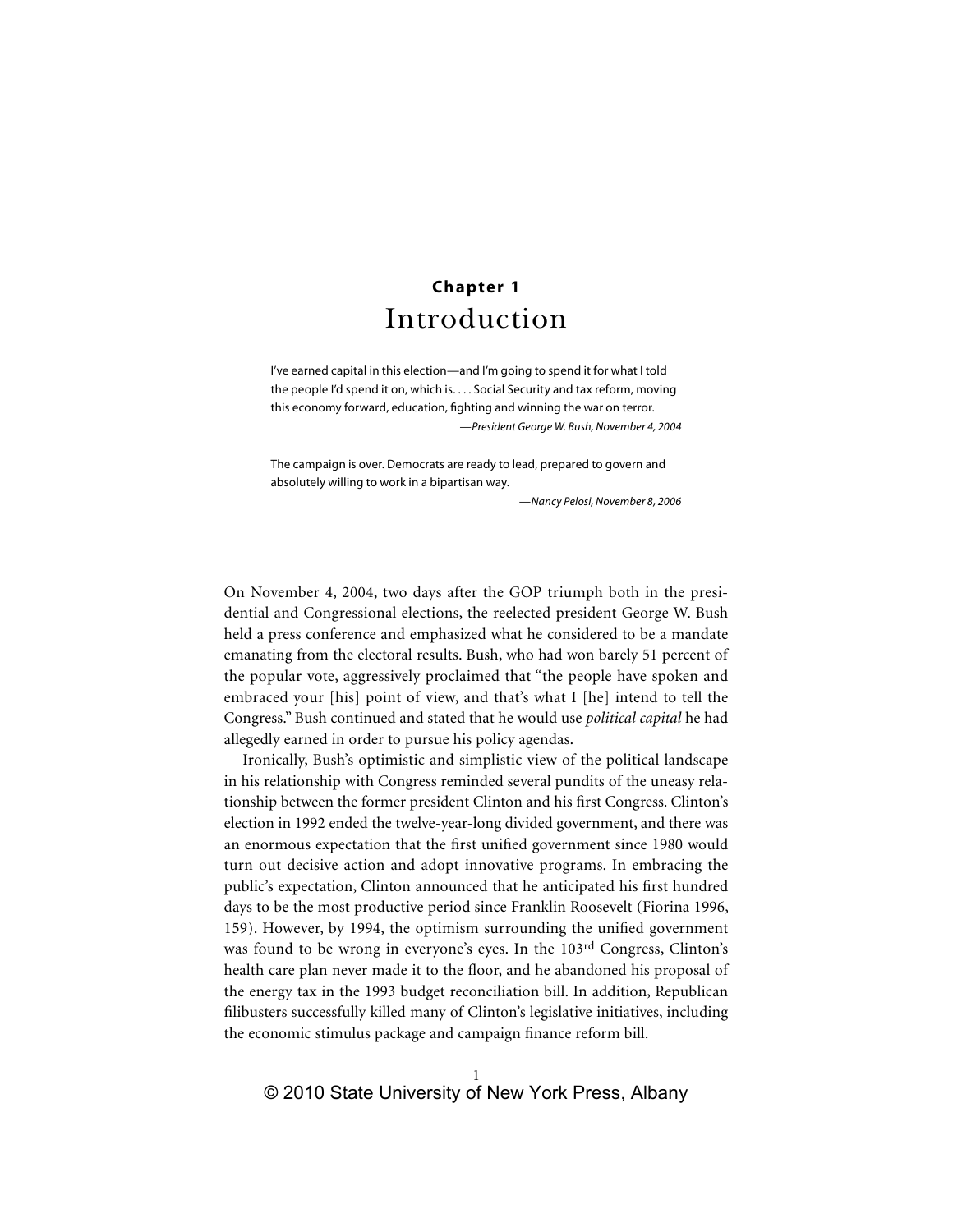# Chapter 1
# Introduction

> I've earned capital in this election—and I'm going to spend it for what I told the people I'd spend it on, which is. . . . Social Security and tax reform, moving this economy forward, education, fighting and winning the war on terror.
>
> —*President George W. Bush, November 4, 2004*

> The campaign is over. Democrats are ready to lead, prepared to govern and absolutely willing to work in a bipartisan way.
>
> —*Nancy Pelosi, November 8, 2006*

On November 4, 2004, two days after the GOP triumph both in the presidential and Congressional elections, the reelected president George W. Bush held a press conference and emphasized what he considered to be a mandate emanating from the electoral results. Bush, who had won barely 51 percent of the popular vote, aggressively proclaimed that "the people have spoken and embraced your [his] point of view, and that's what I [he] intend to tell the Congress." Bush continued and stated that he would use *political capital* he had allegedly earned in order to pursue his policy agendas.

Ironically, Bush's optimistic and simplistic view of the political landscape in his relationship with Congress reminded several pundits of the uneasy relationship between the former president Clinton and his first Congress. Clinton's election in 1992 ended the twelve-year-long divided government, and there was an enormous expectation that the first unified government since 1980 would turn out decisive action and adopt innovative programs. In embracing the public's expectation, Clinton announced that he anticipated his first hundred days to be the most productive period since Franklin Roosevelt (Fiorina 1996, 159). However, by 1994, the optimism surrounding the unified government was found to be wrong in everyone's eyes. In the 103rd Congress, Clinton's health care plan never made it to the floor, and he abandoned his proposal of the energy tax in the 1993 budget reconciliation bill. In addition, Republican filibusters successfully killed many of Clinton's legislative initiatives, including the economic stimulus package and campaign finance reform bill.

© 2010 State University of New York Press, Albany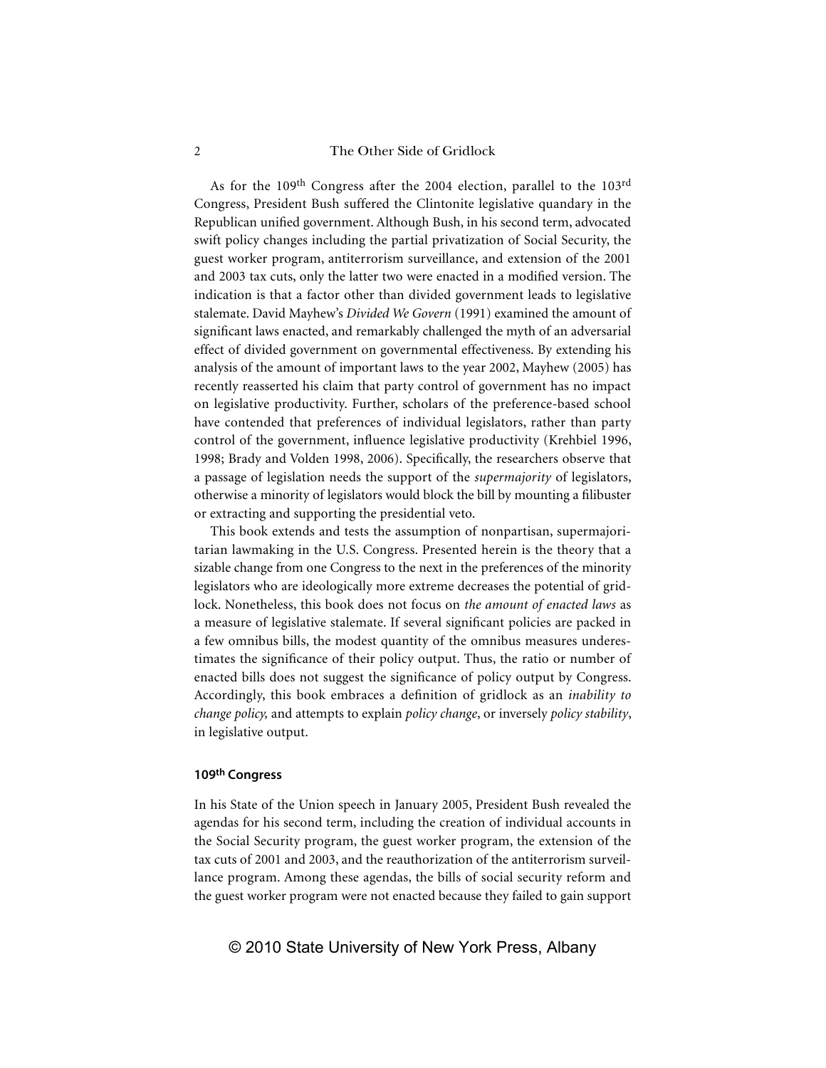As for the 109th Congress after the 2004 election, parallel to the 103rd Congress, President Bush suffered the Clintonite legislative quandary in the Republican unified government. Although Bush, in his second term, advocated swift policy changes including the partial privatization of Social Security, the guest worker program, antiterrorism surveillance, and extension of the 2001 and 2003 tax cuts, only the latter two were enacted in a modified version. The indication is that a factor other than divided government leads to legislative stalemate. David Mayhew's *Divided We Govern* (1991) examined the amount of significant laws enacted, and remarkably challenged the myth of an adversarial effect of divided government on governmental effectiveness. By extending his analysis of the amount of important laws to the year 2002, Mayhew (2005) has recently reasserted his claim that party control of government has no impact on legislative productivity. Further, scholars of the preference-based school have contended that preferences of individual legislators, rather than party control of the government, influence legislative productivity (Krehbiel 1996, 1998; Brady and Volden 1998, 2006). Specifically, the researchers observe that a passage of legislation needs the support of the *supermajority* of legislators, otherwise a minority of legislators would block the bill by mounting a filibuster or extracting and supporting the presidential veto.

This book extends and tests the assumption of nonpartisan, supermajoritarian lawmaking in the U.S. Congress. Presented herein is the theory that a sizable change from one Congress to the next in the preferences of the minority legislators who are ideologically more extreme decreases the potential of gridlock. Nonetheless, this book does not focus on *the amount of enacted laws* as a measure of legislative stalemate. If several significant policies are packed in a few omnibus bills, the modest quantity of the omnibus measures underestimates the significance of their policy output. Thus, the ratio or number of enacted bills does not suggest the significance of policy output by Congress. Accordingly, this book embraces a definition of gridlock as an *inability to change policy,* and attempts to explain *policy change*, or inversely *policy stability*, in legislative output.

#### 109th Congress

In his State of the Union speech in January 2005, President Bush revealed the agendas for his second term, including the creation of individual accounts in the Social Security program, the guest worker program, the extension of the tax cuts of 2001 and 2003, and the reauthorization of the antiterrorism surveillance program. Among these agendas, the bills of social security reform and the guest worker program were not enacted because they failed to gain support

© 2010 State University of New York Press, Albany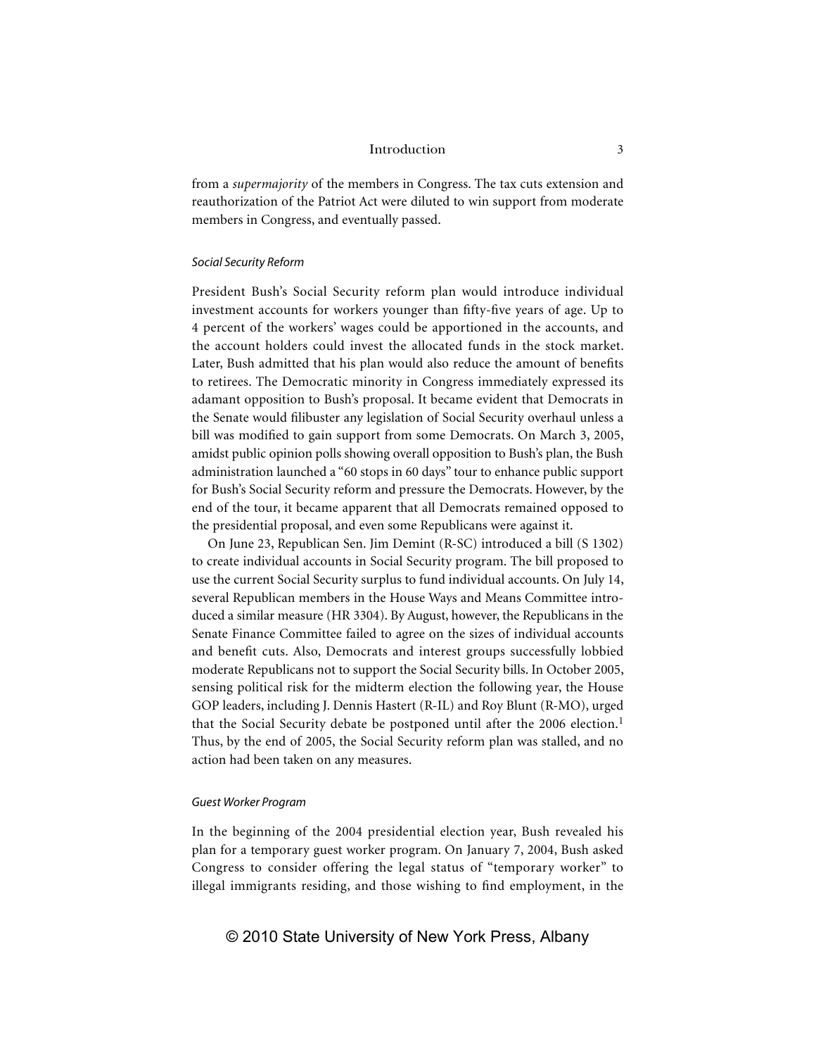from a *supermajority* of the members in Congress. The tax cuts extension and reauthorization of the Patriot Act were diluted to win support from moderate members in Congress, and eventually passed.

### *Social Security Reform*

President Bush's Social Security reform plan would introduce individual investment accounts for workers younger than fifty-five years of age. Up to 4 percent of the workers' wages could be apportioned in the accounts, and the account holders could invest the allocated funds in the stock market. Later, Bush admitted that his plan would also reduce the amount of benefits to retirees. The Democratic minority in Congress immediately expressed its adamant opposition to Bush's proposal. It became evident that Democrats in the Senate would filibuster any legislation of Social Security overhaul unless a bill was modified to gain support from some Democrats. On March 3, 2005, amidst public opinion polls showing overall opposition to Bush's plan, the Bush administration launched a "60 stops in 60 days" tour to enhance public support for Bush's Social Security reform and pressure the Democrats. However, by the end of the tour, it became apparent that all Democrats remained opposed to the presidential proposal, and even some Republicans were against it.

On June 23, Republican Sen. Jim Demint (R-SC) introduced a bill (S 1302) to create individual accounts in Social Security program. The bill proposed to use the current Social Security surplus to fund individual accounts. On July 14, several Republican members in the House Ways and Means Committee introduced a similar measure (HR 3304). By August, however, the Republicans in the Senate Finance Committee failed to agree on the sizes of individual accounts and benefit cuts. Also, Democrats and interest groups successfully lobbied moderate Republicans not to support the Social Security bills. In October 2005, sensing political risk for the midterm election the following year, the House GOP leaders, including J. Dennis Hastert (R-IL) and Roy Blunt (R-MO), urged that the Social Security debate be postponed until after the 2006 election.[1] Thus, by the end of 2005, the Social Security reform plan was stalled, and no action had been taken on any measures.

### *Guest Worker Program*

In the beginning of the 2004 presidential election year, Bush revealed his plan for a temporary guest worker program. On January 7, 2004, Bush asked Congress to consider offering the legal status of "temporary worker" to illegal immigrants residing, and those wishing to find employment, in the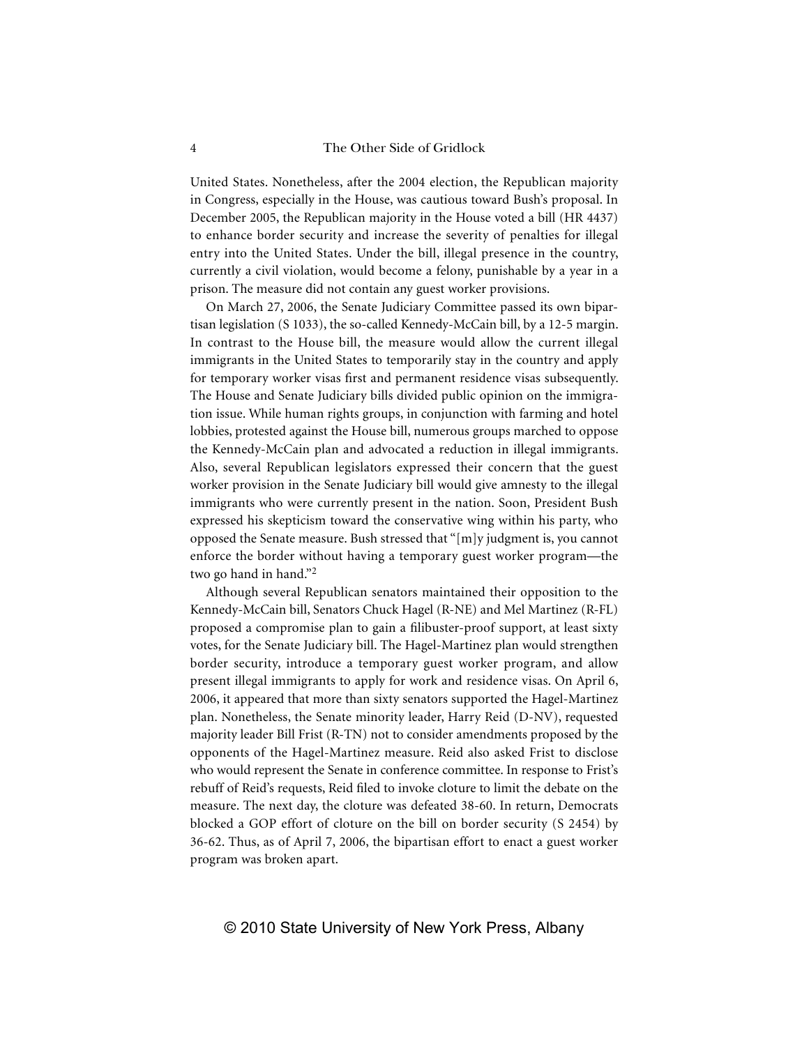United States. Nonetheless, after the 2004 election, the Republican majority in Congress, especially in the House, was cautious toward Bush's proposal. In December 2005, the Republican majority in the House voted a bill (HR 4437) to enhance border security and increase the severity of penalties for illegal entry into the United States. Under the bill, illegal presence in the country, currently a civil violation, would become a felony, punishable by a year in a prison. The measure did not contain any guest worker provisions.

On March 27, 2006, the Senate Judiciary Committee passed its own bipartisan legislation (S 1033), the so-called Kennedy-McCain bill, by a 12-5 margin. In contrast to the House bill, the measure would allow the current illegal immigrants in the United States to temporarily stay in the country and apply for temporary worker visas first and permanent residence visas subsequently. The House and Senate Judiciary bills divided public opinion on the immigration issue. While human rights groups, in conjunction with farming and hotel lobbies, protested against the House bill, numerous groups marched to oppose the Kennedy-McCain plan and advocated a reduction in illegal immigrants. Also, several Republican legislators expressed their concern that the guest worker provision in the Senate Judiciary bill would give amnesty to the illegal immigrants who were currently present in the nation. Soon, President Bush expressed his skepticism toward the conservative wing within his party, who opposed the Senate measure. Bush stressed that "[m]y judgment is, you cannot enforce the border without having a temporary guest worker program—the two go hand in hand."[2]

Although several Republican senators maintained their opposition to the Kennedy-McCain bill, Senators Chuck Hagel (R-NE) and Mel Martinez (R-FL) proposed a compromise plan to gain a filibuster-proof support, at least sixty votes, for the Senate Judiciary bill. The Hagel-Martinez plan would strengthen border security, introduce a temporary guest worker program, and allow present illegal immigrants to apply for work and residence visas. On April 6, 2006, it appeared that more than sixty senators supported the Hagel-Martinez plan. Nonetheless, the Senate minority leader, Harry Reid (D-NV), requested majority leader Bill Frist (R-TN) not to consider amendments proposed by the opponents of the Hagel-Martinez measure. Reid also asked Frist to disclose who would represent the Senate in conference committee. In response to Frist's rebuff of Reid's requests, Reid filed to invoke cloture to limit the debate on the measure. The next day, the cloture was defeated 38-60. In return, Democrats blocked a GOP effort of cloture on the bill on border security (S 2454) by 36-62. Thus, as of April 7, 2006, the bipartisan effort to enact a guest worker program was broken apart.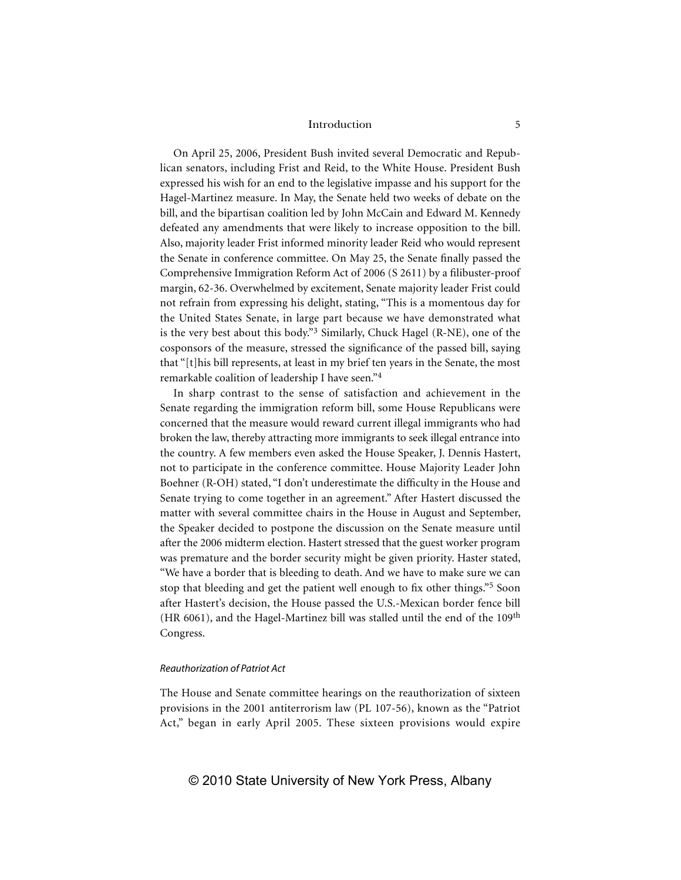On April 25, 2006, President Bush invited several Democratic and Republican senators, including Frist and Reid, to the White House. President Bush expressed his wish for an end to the legislative impasse and his support for the Hagel-Martinez measure. In May, the Senate held two weeks of debate on the bill, and the bipartisan coalition led by John McCain and Edward M. Kennedy defeated any amendments that were likely to increase opposition to the bill. Also, majority leader Frist informed minority leader Reid who would represent the Senate in conference committee. On May 25, the Senate finally passed the Comprehensive Immigration Reform Act of 2006 (S 2611) by a filibuster-proof margin, 62-36. Overwhelmed by excitement, Senate majority leader Frist could not refrain from expressing his delight, stating, "This is a momentous day for the United States Senate, in large part because we have demonstrated what is the very best about this body."[3] Similarly, Chuck Hagel (R-NE), one of the cosponsors of the measure, stressed the significance of the passed bill, saying that "[t]his bill represents, at least in my brief ten years in the Senate, the most remarkable coalition of leadership I have seen."[4]

In sharp contrast to the sense of satisfaction and achievement in the Senate regarding the immigration reform bill, some House Republicans were concerned that the measure would reward current illegal immigrants who had broken the law, thereby attracting more immigrants to seek illegal entrance into the country. A few members even asked the House Speaker, J. Dennis Hastert, not to participate in the conference committee. House Majority Leader John Boehner (R-OH) stated, "I don't underestimate the difficulty in the House and Senate trying to come together in an agreement." After Hastert discussed the matter with several committee chairs in the House in August and September, the Speaker decided to postpone the discussion on the Senate measure until after the 2006 midterm election. Hastert stressed that the guest worker program was premature and the border security might be given priority. Haster stated, "We have a border that is bleeding to death. And we have to make sure we can stop that bleeding and get the patient well enough to fix other things."[5] Soon after Hastert's decision, the House passed the U.S.-Mexican border fence bill (HR 6061), and the Hagel-Martinez bill was stalled until the end of the 109th Congress.

#### *Reauthorization of Patriot Act*

The House and Senate committee hearings on the reauthorization of sixteen provisions in the 2001 antiterrorism law (PL 107-56), known as the "Patriot Act," began in early April 2005. These sixteen provisions would expire

© 2010 State University of New York Press, Albany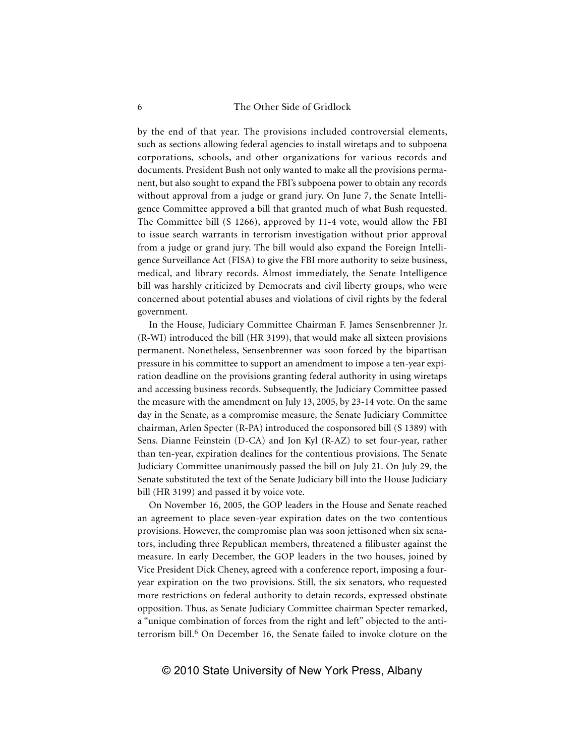by the end of that year. The provisions included controversial elements, such as sections allowing federal agencies to install wiretaps and to subpoena corporations, schools, and other organizations for various records and documents. President Bush not only wanted to make all the provisions permanent, but also sought to expand the FBI's subpoena power to obtain any records without approval from a judge or grand jury. On June 7, the Senate Intelligence Committee approved a bill that granted much of what Bush requested. The Committee bill (S 1266), approved by 11-4 vote, would allow the FBI to issue search warrants in terrorism investigation without prior approval from a judge or grand jury. The bill would also expand the Foreign Intelligence Surveillance Act (FISA) to give the FBI more authority to seize business, medical, and library records. Almost immediately, the Senate Intelligence bill was harshly criticized by Democrats and civil liberty groups, who were concerned about potential abuses and violations of civil rights by the federal government.

In the House, Judiciary Committee Chairman F. James Sensenbrenner Jr. (R-WI) introduced the bill (HR 3199), that would make all sixteen provisions permanent. Nonetheless, Sensenbrenner was soon forced by the bipartisan pressure in his committee to support an amendment to impose a ten-year expiration deadline on the provisions granting federal authority in using wiretaps and accessing business records. Subsequently, the Judiciary Committee passed the measure with the amendment on July 13, 2005, by 23-14 vote. On the same day in the Senate, as a compromise measure, the Senate Judiciary Committee chairman, Arlen Specter (R-PA) introduced the cosponsored bill (S 1389) with Sens. Dianne Feinstein (D-CA) and Jon Kyl (R-AZ) to set four-year, rather than ten-year, expiration dealines for the contentious provisions. The Senate Judiciary Committee unanimously passed the bill on July 21. On July 29, the Senate substituted the text of the Senate Judiciary bill into the House Judiciary bill (HR 3199) and passed it by voice vote.

On November 16, 2005, the GOP leaders in the House and Senate reached an agreement to place seven-year expiration dates on the two contentious provisions. However, the compromise plan was soon jettisoned when six senators, including three Republican members, threatened a filibuster against the measure. In early December, the GOP leaders in the two houses, joined by Vice President Dick Cheney, agreed with a conference report, imposing a four-year expiration on the two provisions. Still, the six senators, who requested more restrictions on federal authority to detain records, expressed obstinate opposition. Thus, as Senate Judiciary Committee chairman Specter remarked, a "unique combination of forces from the right and left" objected to the anti-terrorism bill.[6] On December 16, the Senate failed to invoke cloture on the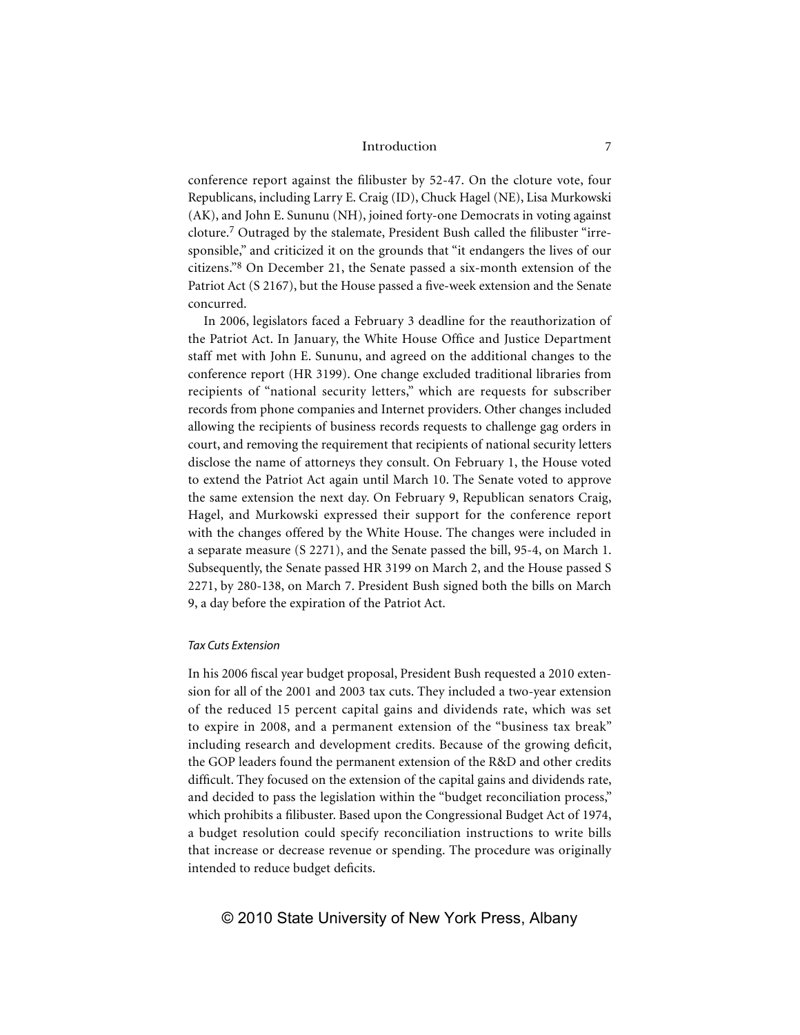conference report against the filibuster by 52-47. On the cloture vote, four Republicans, including Larry E. Craig (ID), Chuck Hagel (NE), Lisa Murkowski (AK), and John E. Sununu (NH), joined forty-one Democrats in voting against cloture.[7] Outraged by the stalemate, President Bush called the filibuster "irresponsible," and criticized it on the grounds that "it endangers the lives of our citizens."[8] On December 21, the Senate passed a six-month extension of the Patriot Act (S 2167), but the House passed a five-week extension and the Senate concurred.

In 2006, legislators faced a February 3 deadline for the reauthorization of the Patriot Act. In January, the White House Office and Justice Department staff met with John E. Sununu, and agreed on the additional changes to the conference report (HR 3199). One change excluded traditional libraries from recipients of "national security letters," which are requests for subscriber records from phone companies and Internet providers. Other changes included allowing the recipients of business records requests to challenge gag orders in court, and removing the requirement that recipients of national security letters disclose the name of attorneys they consult. On February 1, the House voted to extend the Patriot Act again until March 10. The Senate voted to approve the same extension the next day. On February 9, Republican senators Craig, Hagel, and Murkowski expressed their support for the conference report with the changes offered by the White House. The changes were included in a separate measure (S 2271), and the Senate passed the bill, 95-4, on March 1. Subsequently, the Senate passed HR 3199 on March 2, and the House passed S 2271, by 280-138, on March 7. President Bush signed both the bills on March 9, a day before the expiration of the Patriot Act.

### *Tax Cuts Extension*

In his 2006 fiscal year budget proposal, President Bush requested a 2010 extension for all of the 2001 and 2003 tax cuts. They included a two-year extension of the reduced 15 percent capital gains and dividends rate, which was set to expire in 2008, and a permanent extension of the "business tax break" including research and development credits. Because of the growing deficit, the GOP leaders found the permanent extension of the R&D and other credits difficult. They focused on the extension of the capital gains and dividends rate, and decided to pass the legislation within the "budget reconciliation process," which prohibits a filibuster. Based upon the Congressional Budget Act of 1974, a budget resolution could specify reconciliation instructions to write bills that increase or decrease revenue or spending. The procedure was originally intended to reduce budget deficits.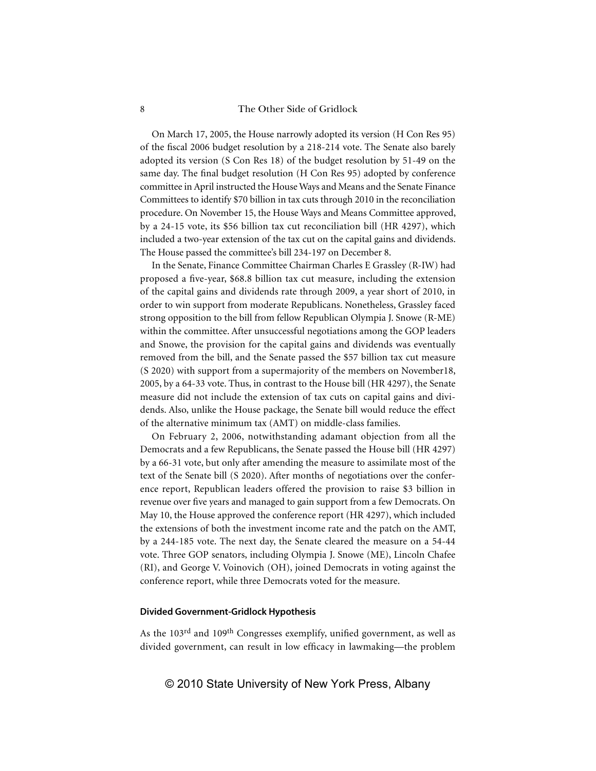On March 17, 2005, the House narrowly adopted its version (H Con Res 95) of the fiscal 2006 budget resolution by a 218-214 vote. The Senate also barely adopted its version (S Con Res 18) of the budget resolution by 51-49 on the same day. The final budget resolution (H Con Res 95) adopted by conference committee in April instructed the House Ways and Means and the Senate Finance Committees to identify $70 billion in tax cuts through 2010 in the reconciliation procedure. On November 15, the House Ways and Means Committee approved, by a 24-15 vote, its $56 billion tax cut reconciliation bill (HR 4297), which included a two-year extension of the tax cut on the capital gains and dividends. The House passed the committee's bill 234-197 on December 8.

In the Senate, Finance Committee Chairman Charles E Grassley (R-IW) had proposed a five-year, $68.8 billion tax cut measure, including the extension of the capital gains and dividends rate through 2009, a year short of 2010, in order to win support from moderate Republicans. Nonetheless, Grassley faced strong opposition to the bill from fellow Republican Olympia J. Snowe (R-ME) within the committee. After unsuccessful negotiations among the GOP leaders and Snowe, the provision for the capital gains and dividends was eventually removed from the bill, and the Senate passed the $57 billion tax cut measure (S 2020) with support from a supermajority of the members on November18, 2005, by a 64-33 vote. Thus, in contrast to the House bill (HR 4297), the Senate measure did not include the extension of tax cuts on capital gains and dividends. Also, unlike the House package, the Senate bill would reduce the effect of the alternative minimum tax (AMT) on middle-class families.

On February 2, 2006, notwithstanding adamant objection from all the Democrats and a few Republicans, the Senate passed the House bill (HR 4297) by a 66-31 vote, but only after amending the measure to assimilate most of the text of the Senate bill (S 2020). After months of negotiations over the conference report, Republican leaders offered the provision to raise $3 billion in revenue over five years and managed to gain support from a few Democrats. On May 10, the House approved the conference report (HR 4297), which included the extensions of both the investment income rate and the patch on the AMT, by a 244-185 vote. The next day, the Senate cleared the measure on a 54-44 vote. Three GOP senators, including Olympia J. Snowe (ME), Lincoln Chafee (RI), and George V. Voinovich (OH), joined Democrats in voting against the conference report, while three Democrats voted for the measure.

#### Divided Government-Gridlock Hypothesis

As the 103rd and 109th Congresses exemplify, unified government, as well as divided government, can result in low efficacy in lawmaking—the problem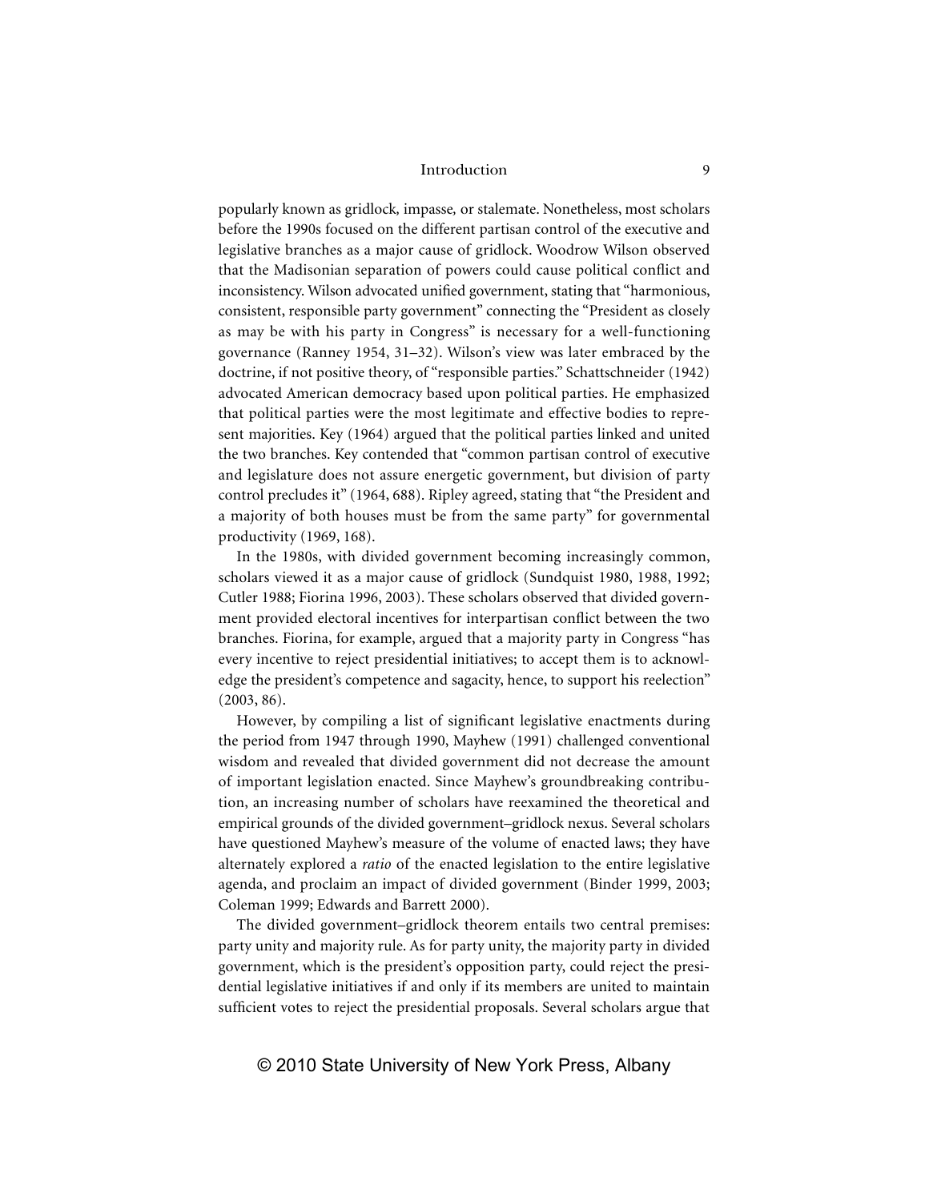popularly known as gridlock*,* impasse*,* or stalemate. Nonetheless, most scholars before the 1990s focused on the different partisan control of the executive and legislative branches as a major cause of gridlock. Woodrow Wilson observed that the Madisonian separation of powers could cause political conflict and inconsistency. Wilson advocated unified government, stating that "harmonious, consistent, responsible party government" connecting the "President as closely as may be with his party in Congress" is necessary for a well-functioning governance (Ranney 1954, 31–32). Wilson's view was later embraced by the doctrine, if not positive theory, of "responsible parties." Schattschneider (1942) advocated American democracy based upon political parties. He emphasized that political parties were the most legitimate and effective bodies to represent majorities. Key (1964) argued that the political parties linked and united the two branches. Key contended that "common partisan control of executive and legislature does not assure energetic government, but division of party control precludes it" (1964, 688). Ripley agreed, stating that "the President and a majority of both houses must be from the same party" for governmental productivity (1969, 168).

In the 1980s, with divided government becoming increasingly common, scholars viewed it as a major cause of gridlock (Sundquist 1980, 1988, 1992; Cutler 1988; Fiorina 1996, 2003). These scholars observed that divided government provided electoral incentives for interpartisan conflict between the two branches. Fiorina, for example, argued that a majority party in Congress "has every incentive to reject presidential initiatives; to accept them is to acknowledge the president's competence and sagacity, hence, to support his reelection" (2003, 86).

However, by compiling a list of significant legislative enactments during the period from 1947 through 1990, Mayhew (1991) challenged conventional wisdom and revealed that divided government did not decrease the amount of important legislation enacted. Since Mayhew's groundbreaking contribution, an increasing number of scholars have reexamined the theoretical and empirical grounds of the divided government–gridlock nexus. Several scholars have questioned Mayhew's measure of the volume of enacted laws; they have alternately explored a *ratio* of the enacted legislation to the entire legislative agenda, and proclaim an impact of divided government (Binder 1999, 2003; Coleman 1999; Edwards and Barrett 2000).

The divided government–gridlock theorem entails two central premises: party unity and majority rule. As for party unity, the majority party in divided government, which is the president's opposition party, could reject the presidential legislative initiatives if and only if its members are united to maintain sufficient votes to reject the presidential proposals. Several scholars argue that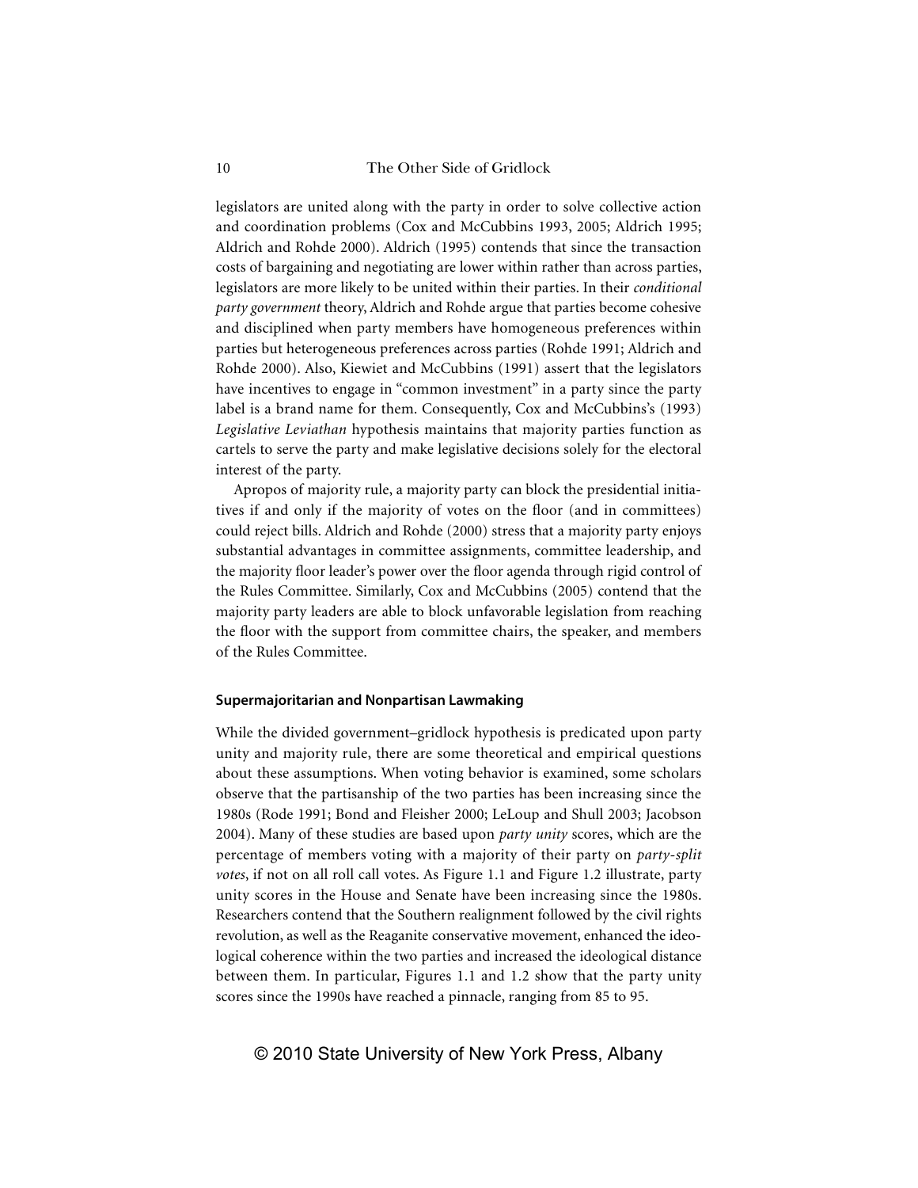legislators are united along with the party in order to solve collective action and coordination problems (Cox and McCubbins 1993, 2005; Aldrich 1995; Aldrich and Rohde 2000). Aldrich (1995) contends that since the transaction costs of bargaining and negotiating are lower within rather than across parties, legislators are more likely to be united within their parties. In their *conditional party government* theory, Aldrich and Rohde argue that parties become cohesive and disciplined when party members have homogeneous preferences within parties but heterogeneous preferences across parties (Rohde 1991; Aldrich and Rohde 2000). Also, Kiewiet and McCubbins (1991) assert that the legislators have incentives to engage in "common investment" in a party since the party label is a brand name for them. Consequently, Cox and McCubbins's (1993) *Legislative Leviathan* hypothesis maintains that majority parties function as cartels to serve the party and make legislative decisions solely for the electoral interest of the party.

Apropos of majority rule, a majority party can block the presidential initiatives if and only if the majority of votes on the floor (and in committees) could reject bills. Aldrich and Rohde (2000) stress that a majority party enjoys substantial advantages in committee assignments, committee leadership, and the majority floor leader's power over the floor agenda through rigid control of the Rules Committee. Similarly, Cox and McCubbins (2005) contend that the majority party leaders are able to block unfavorable legislation from reaching the floor with the support from committee chairs, the speaker, and members of the Rules Committee.

#### Supermajoritarian and Nonpartisan Lawmaking

While the divided government–gridlock hypothesis is predicated upon party unity and majority rule, there are some theoretical and empirical questions about these assumptions. When voting behavior is examined, some scholars observe that the partisanship of the two parties has been increasing since the 1980s (Rode 1991; Bond and Fleisher 2000; LeLoup and Shull 2003; Jacobson 2004). Many of these studies are based upon *party unity* scores, which are the percentage of members voting with a majority of their party on *party-split votes*, if not on all roll call votes. As Figure 1.1 and Figure 1.2 illustrate, party unity scores in the House and Senate have been increasing since the 1980s. Researchers contend that the Southern realignment followed by the civil rights revolution, as well as the Reaganite conservative movement, enhanced the ideological coherence within the two parties and increased the ideological distance between them. In particular, Figures 1.1 and 1.2 show that the party unity scores since the 1990s have reached a pinnacle, ranging from 85 to 95.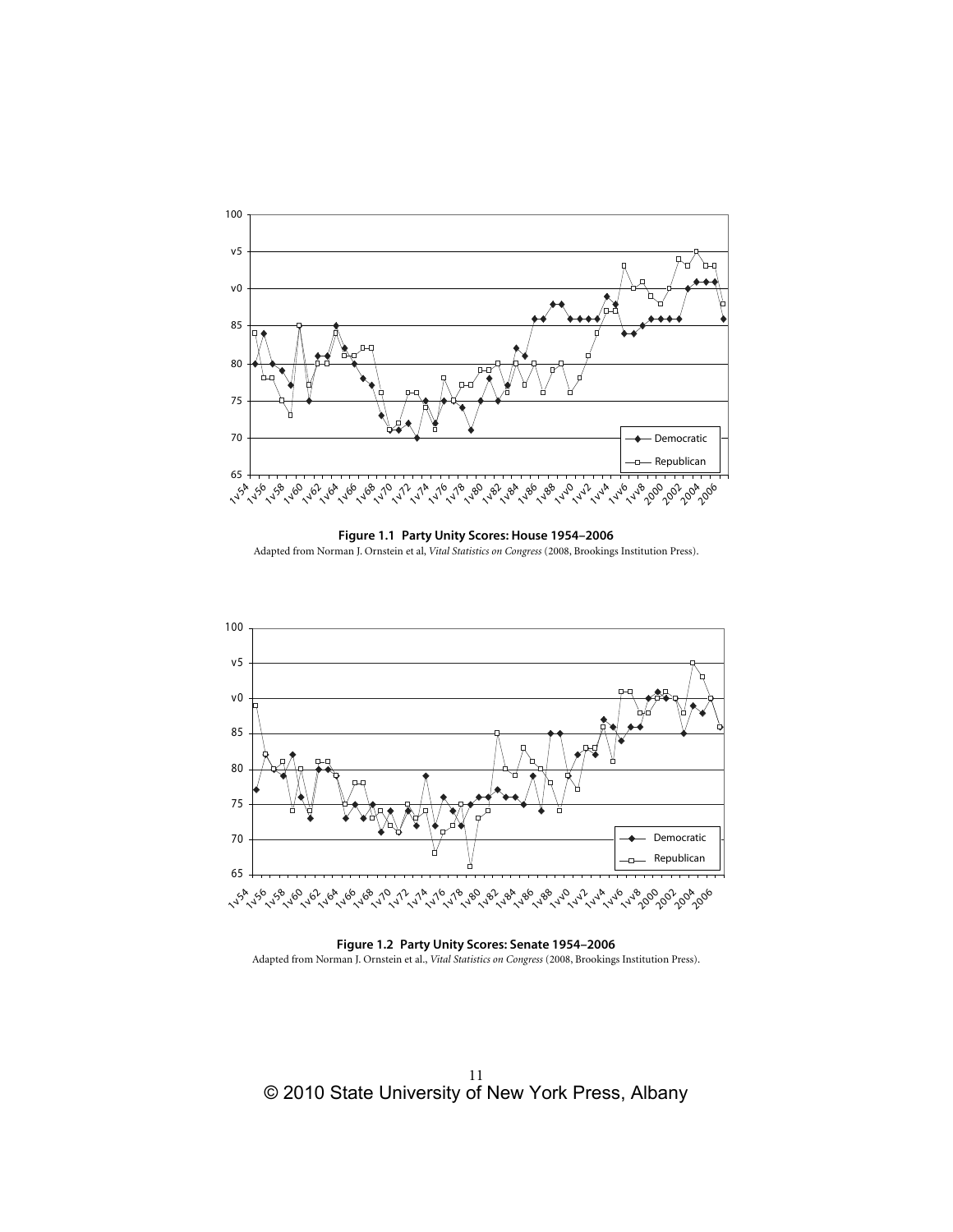**Figure 1.1 Party Unity Scores: House 1954–2006**

Adapted from Norman J. Ornstein et al, *Vital Statistics on Congress* (2008, Brookings Institution Press).

**Figure 1.2 Party Unity Scores: Senate 1954–2006**

Adapted from Norman J. Ornstein et al., *Vital Statistics on Congress* (2008, Brookings Institution Press).

© 2010 State University of New York Press, Albany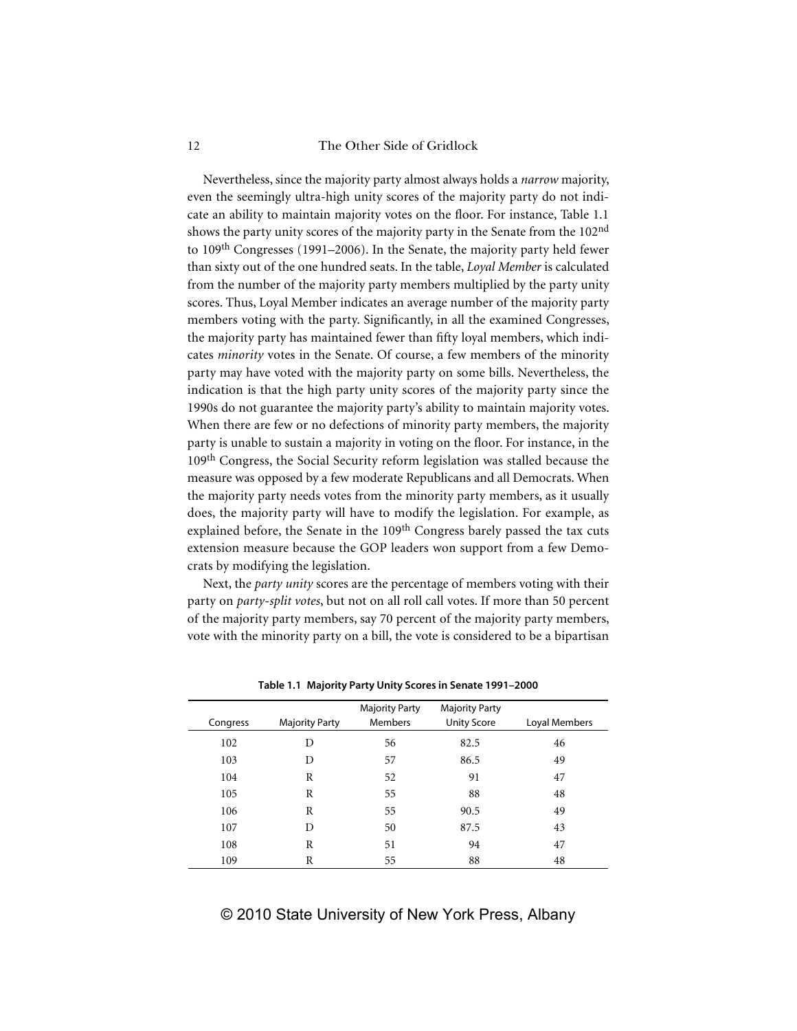Nevertheless, since the majority party almost always holds a *narrow* majority, even the seemingly ultra-high unity scores of the majority party do not indicate an ability to maintain majority votes on the floor. For instance, Table 1.1 shows the party unity scores of the majority party in the Senate from the 102nd to 109th Congresses (1991–2006). In the Senate, the majority party held fewer than sixty out of the one hundred seats. In the table, *Loyal Member* is calculated from the number of the majority party members multiplied by the party unity scores. Thus, Loyal Member indicates an average number of the majority party members voting with the party. Significantly, in all the examined Congresses, the majority party has maintained fewer than fifty loyal members, which indicates *minority* votes in the Senate. Of course, a few members of the minority party may have voted with the majority party on some bills. Nevertheless, the indication is that the high party unity scores of the majority party since the 1990s do not guarantee the majority party's ability to maintain majority votes. When there are few or no defections of minority party members, the majority party is unable to sustain a majority in voting on the floor. For instance, in the 109th Congress, the Social Security reform legislation was stalled because the measure was opposed by a few moderate Republicans and all Democrats. When the majority party needs votes from the minority party members, as it usually does, the majority party will have to modify the legislation. For example, as explained before, the Senate in the 109th Congress barely passed the tax cuts extension measure because the GOP leaders won support from a few Democrats by modifying the legislation.

Next, the *party unity* scores are the percentage of members voting with their party on *party-split votes*, but not on all roll call votes. If more than 50 percent of the majority party members, say 70 percent of the majority party members, vote with the minority party on a bill, the vote is considered to be a bipartisan

**Table 1.1 Majority Party Unity Scores in Senate 1991–2000**

| Congress | Majority Party | Majority Party Members | Majority Party Unity Score | Loyal Members |
|---|---|---|---|---|
| 102 | D | 56 | 82.5 | 46 |
| 103 | D | 57 | 86.5 | 49 |
| 104 | R | 52 | 91 | 47 |
| 105 | R | 55 | 88 | 48 |
| 106 | R | 55 | 90.5 | 49 |
| 107 | D | 50 | 87.5 | 43 |
| 108 | R | 51 | 94 | 47 |
| 109 | R | 55 | 88 | 48 |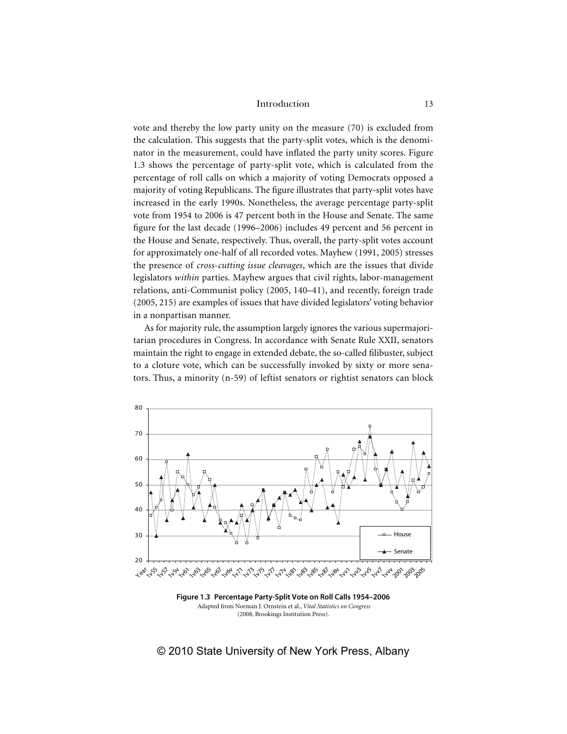vote and thereby the low party unity on the measure (70) is excluded from the calculation. This suggests that the party-split votes, which is the denominator in the measurement, could have inflated the party unity scores. Figure 1.3 shows the percentage of party-split vote, which is calculated from the percentage of roll calls on which a majority of voting Democrats opposed a majority of voting Republicans. The figure illustrates that party-split votes have increased in the early 1990s. Nonetheless, the average percentage party-split vote from 1954 to 2006 is 47 percent both in the House and Senate. The same figure for the last decade (1996–2006) includes 49 percent and 56 percent in the House and Senate, respectively. Thus, overall, the party-split votes account for approximately one-half of all recorded votes. Mayhew (1991, 2005) stresses the presence of *cross-cutting issue cleavages*, which are the issues that divide legislators *within* parties. Mayhew argues that civil rights, labor-management relations, anti-Communist policy (2005, 140–41), and recently, foreign trade (2005, 215) are examples of issues that have divided legislators' voting behavior in a nonpartisan manner.

As for majority rule, the assumption largely ignores the various supermajoritarian procedures in Congress. In accordance with Senate Rule XXII, senators maintain the right to engage in extended debate, the so-called filibuster, subject to a cloture vote, which can be successfully invoked by sixty or more senators. Thus, a minority (n-59) of leftist senators or rightist senators can block

**Figure 1.3 Percentage Party-Split Vote on Roll Calls 1954–2006**
Adapted from Norman J. Ornstein et al., *Vital Statistics on Congress* (2008, Brookings Institution Press).

© 2010 State University of New York Press, Albany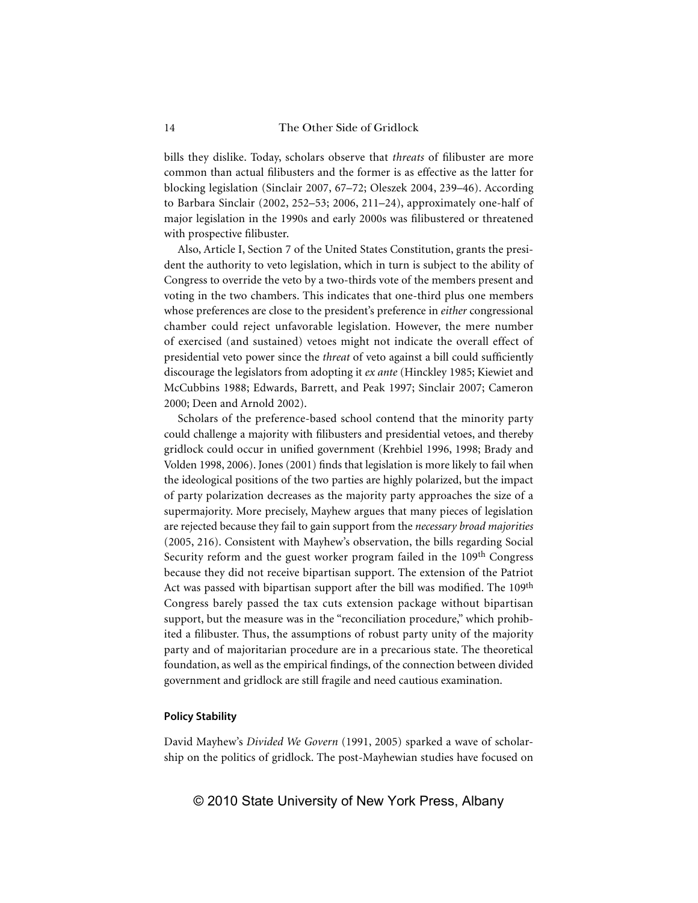bills they dislike. Today, scholars observe that *threats* of filibuster are more common than actual filibusters and the former is as effective as the latter for blocking legislation (Sinclair 2007, 67–72; Oleszek 2004, 239–46). According to Barbara Sinclair (2002, 252–53; 2006, 211–24), approximately one-half of major legislation in the 1990s and early 2000s was filibustered or threatened with prospective filibuster.

Also, Article I, Section 7 of the United States Constitution, grants the president the authority to veto legislation, which in turn is subject to the ability of Congress to override the veto by a two-thirds vote of the members present and voting in the two chambers. This indicates that one-third plus one members whose preferences are close to the president's preference in *either* congressional chamber could reject unfavorable legislation. However, the mere number of exercised (and sustained) vetoes might not indicate the overall effect of presidential veto power since the *threat* of veto against a bill could sufficiently discourage the legislators from adopting it *ex ante* (Hinckley 1985; Kiewiet and McCubbins 1988; Edwards, Barrett, and Peak 1997; Sinclair 2007; Cameron 2000; Deen and Arnold 2002).

Scholars of the preference-based school contend that the minority party could challenge a majority with filibusters and presidential vetoes, and thereby gridlock could occur in unified government (Krehbiel 1996, 1998; Brady and Volden 1998, 2006). Jones (2001) finds that legislation is more likely to fail when the ideological positions of the two parties are highly polarized, but the impact of party polarization decreases as the majority party approaches the size of a supermajority. More precisely, Mayhew argues that many pieces of legislation are rejected because they fail to gain support from the *necessary broad majorities* (2005, 216). Consistent with Mayhew's observation, the bills regarding Social Security reform and the guest worker program failed in the 109th Congress because they did not receive bipartisan support. The extension of the Patriot Act was passed with bipartisan support after the bill was modified. The 109th Congress barely passed the tax cuts extension package without bipartisan support, but the measure was in the "reconciliation procedure," which prohibited a filibuster. Thus, the assumptions of robust party unity of the majority party and of majoritarian procedure are in a precarious state. The theoretical foundation, as well as the empirical findings, of the connection between divided government and gridlock are still fragile and need cautious examination.

### Policy Stability

David Mayhew's *Divided We Govern* (1991, 2005) sparked a wave of scholarship on the politics of gridlock. The post-Mayhewian studies have focused on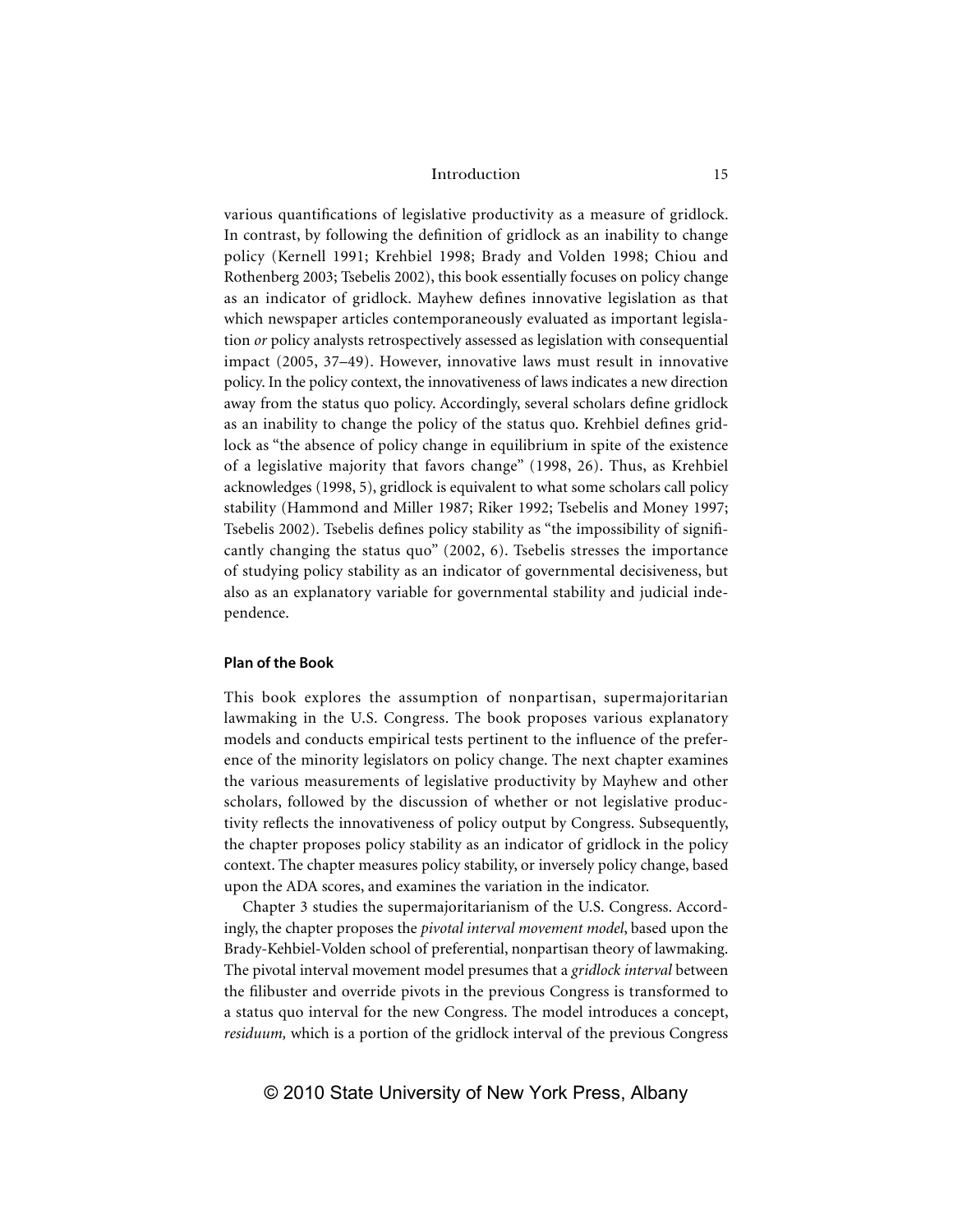various quantifications of legislative productivity as a measure of gridlock. In contrast, by following the definition of gridlock as an inability to change policy (Kernell 1991; Krehbiel 1998; Brady and Volden 1998; Chiou and Rothenberg 2003; Tsebelis 2002), this book essentially focuses on policy change as an indicator of gridlock. Mayhew defines innovative legislation as that which newspaper articles contemporaneously evaluated as important legislation *or* policy analysts retrospectively assessed as legislation with consequential impact (2005, 37–49). However, innovative laws must result in innovative policy. In the policy context, the innovativeness of laws indicates a new direction away from the status quo policy. Accordingly, several scholars define gridlock as an inability to change the policy of the status quo. Krehbiel defines gridlock as "the absence of policy change in equilibrium in spite of the existence of a legislative majority that favors change" (1998, 26). Thus, as Krehbiel acknowledges (1998, 5), gridlock is equivalent to what some scholars call policy stability (Hammond and Miller 1987; Riker 1992; Tsebelis and Money 1997; Tsebelis 2002). Tsebelis defines policy stability as "the impossibility of significantly changing the status quo" (2002, 6). Tsebelis stresses the importance of studying policy stability as an indicator of governmental decisiveness, but also as an explanatory variable for governmental stability and judicial independence.

## Plan of the Book

This book explores the assumption of nonpartisan, supermajoritarian lawmaking in the U.S. Congress. The book proposes various explanatory models and conducts empirical tests pertinent to the influence of the preference of the minority legislators on policy change. The next chapter examines the various measurements of legislative productivity by Mayhew and other scholars, followed by the discussion of whether or not legislative productivity reflects the innovativeness of policy output by Congress. Subsequently, the chapter proposes policy stability as an indicator of gridlock in the policy context. The chapter measures policy stability, or inversely policy change, based upon the ADA scores, and examines the variation in the indicator.

Chapter 3 studies the supermajoritarianism of the U.S. Congress. Accordingly, the chapter proposes the *pivotal interval movement model*, based upon the Brady-Kehbiel-Volden school of preferential, nonpartisan theory of lawmaking. The pivotal interval movement model presumes that a *gridlock interval* between the filibuster and override pivots in the previous Congress is transformed to a status quo interval for the new Congress. The model introduces a concept, *residuum,* which is a portion of the gridlock interval of the previous Congress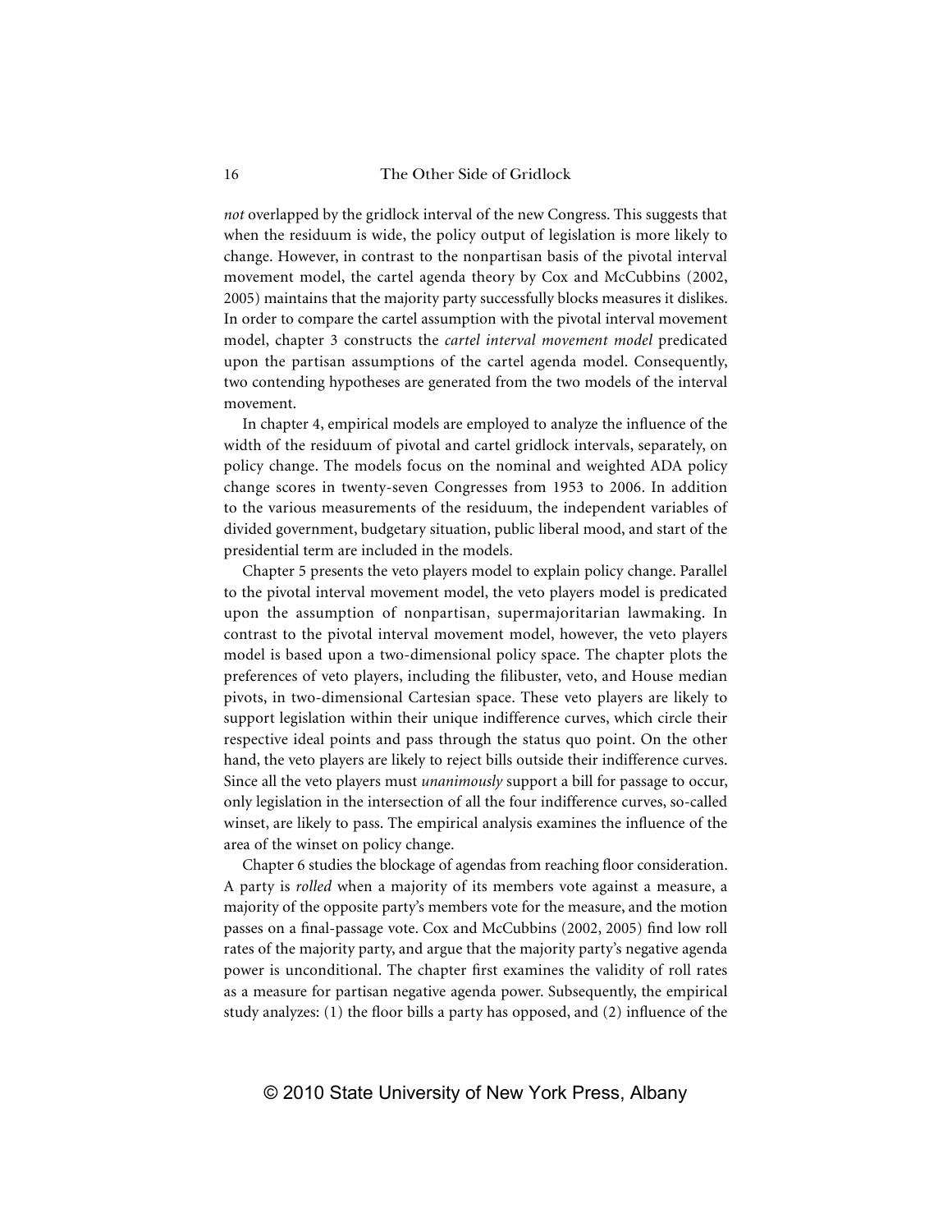*not* overlapped by the gridlock interval of the new Congress. This suggests that when the residuum is wide, the policy output of legislation is more likely to change. However, in contrast to the nonpartisan basis of the pivotal interval movement model, the cartel agenda theory by Cox and McCubbins (2002, 2005) maintains that the majority party successfully blocks measures it dislikes. In order to compare the cartel assumption with the pivotal interval movement model, chapter 3 constructs the *cartel interval movement model* predicated upon the partisan assumptions of the cartel agenda model. Consequently, two contending hypotheses are generated from the two models of the interval movement.

In chapter 4, empirical models are employed to analyze the influence of the width of the residuum of pivotal and cartel gridlock intervals, separately, on policy change. The models focus on the nominal and weighted ADA policy change scores in twenty-seven Congresses from 1953 to 2006. In addition to the various measurements of the residuum, the independent variables of divided government, budgetary situation, public liberal mood, and start of the presidential term are included in the models.

Chapter 5 presents the veto players model to explain policy change. Parallel to the pivotal interval movement model, the veto players model is predicated upon the assumption of nonpartisan, supermajoritarian lawmaking. In contrast to the pivotal interval movement model, however, the veto players model is based upon a two-dimensional policy space. The chapter plots the preferences of veto players, including the filibuster, veto, and House median pivots, in two-dimensional Cartesian space. These veto players are likely to support legislation within their unique indifference curves, which circle their respective ideal points and pass through the status quo point. On the other hand, the veto players are likely to reject bills outside their indifference curves. Since all the veto players must *unanimously* support a bill for passage to occur, only legislation in the intersection of all the four indifference curves, so-called winset, are likely to pass. The empirical analysis examines the influence of the area of the winset on policy change.

Chapter 6 studies the blockage of agendas from reaching floor consideration. A party is *rolled* when a majority of its members vote against a measure, a majority of the opposite party's members vote for the measure, and the motion passes on a final-passage vote. Cox and McCubbins (2002, 2005) find low roll rates of the majority party, and argue that the majority party's negative agenda power is unconditional. The chapter first examines the validity of roll rates as a measure for partisan negative agenda power. Subsequently, the empirical study analyzes: (1) the floor bills a party has opposed, and (2) influence of the

© 2010 State University of New York Press, Albany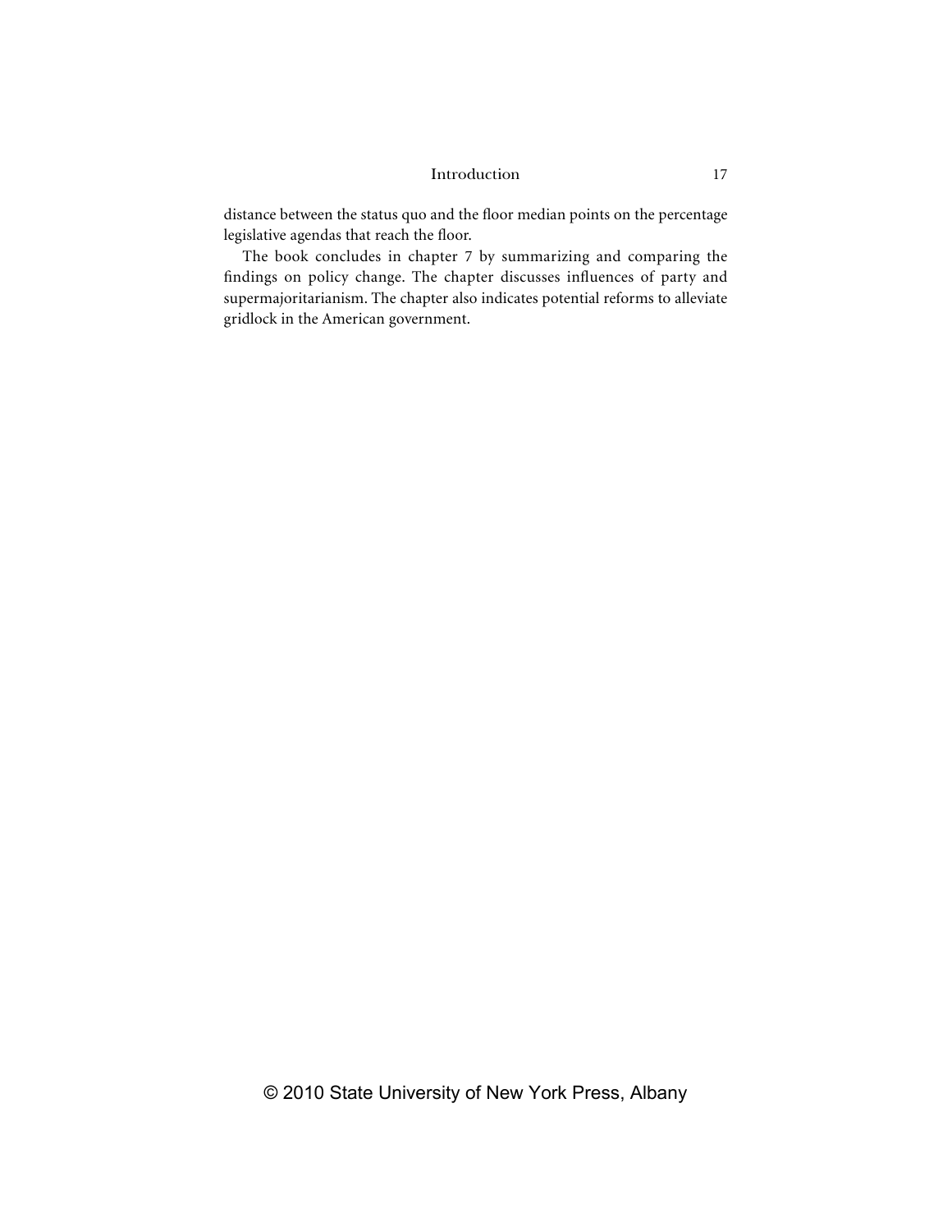distance between the status quo and the floor median points on the percentage legislative agendas that reach the floor.

The book concludes in chapter 7 by summarizing and comparing the findings on policy change. The chapter discusses influences of party and supermajoritarianism. The chapter also indicates potential reforms to alleviate gridlock in the American government.

© 2010 State University of New York Press, Albany